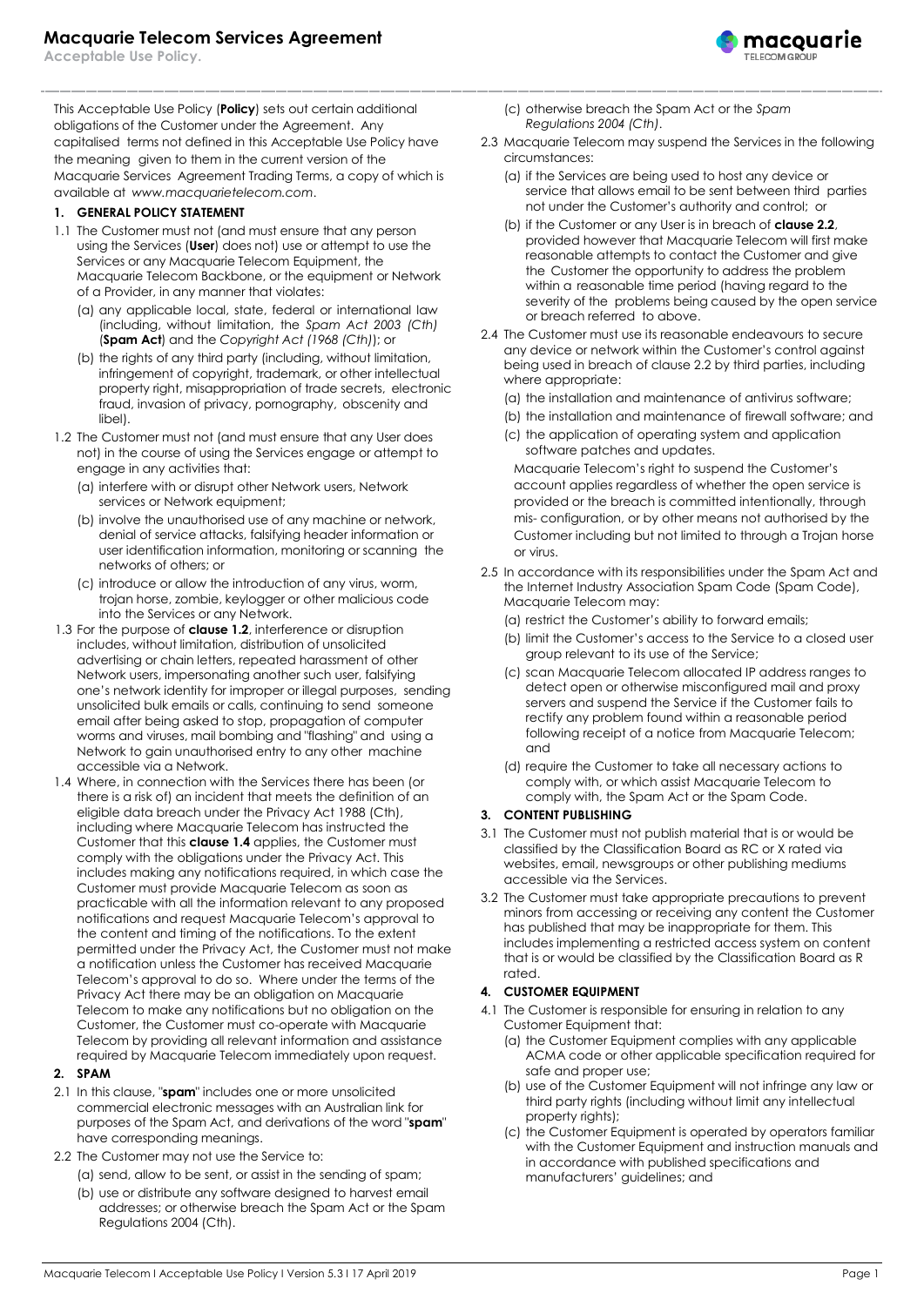# Macquarie Telecom Services Agreement

**Acceptable Use Policy.**

This Acceptable Use Policy (**Policy**) sets out certain additional obligations of the Customer under the Agreement. Any capitalised terms not defined in this Acceptable Use Policy have the meaning given to them in the current version of the Macquarie Services Agreement Trading Terms, a copy of which is available at *www.macquarietelecom.com*.

## 1. GENERAL POLICY STATEMENT

1.1 The Customer must not (and must ensure that any person using the Services (**User**) does not) use or attempt to use the Services or any Macquarie Telecom Equipment, the Macquarie Telecom Backbone, or the equipment or Network of a Provider, in any manner that violates:

- (a) any applicable local, state, federal or international law (including, without limitation, the *Spam Act 2003 (Cth)* (**Spam Act**) and the *Copyright Act (1968 (Cth)*); or
- (b) the rights of any third party (including, without limitation, infringement of copyright, trademark, or other intellectual property right, misappropriation of trade secrets, electronic fraud, invasion of privacy, pornography, obscenity and libel).

1.2 The Customer must not (and must ensure that any User does not) in the course of using the Services engage or attempt to engage in any activities that:

- (a) interfere with or disrupt other Network users, Network services or Network equipment;
- (b) involve the unauthorised use of any machine or network, denial of service attacks, falsifying header information or user identification information, monitoring or scanning the networks of others; or
- (c) introduce or allow the introduction of any virus, worm, trojan horse, zombie, keylogger or other malicious code into the Services or any Network.

1.3 For the purpose of **clause 1.2**, interference or disruption includes, without limitation, distribution of unsolicited advertising or chain letters, repeated harassment of other Network users, impersonating another such user, falsifying one's network identity for improper or illegal purposes, sending unsolicited bulk emails or calls, continuing to send someone email after being asked to stop, propagation of computer worms and viruses, mail bombing and "flashing" and using a Network to gain unauthorised entry to any other machine accessible via a Network.

1.4 Where, in connection with the Services there has been (or there is a risk of) an incident that meets the definition of an eligible data breach under the Privacy Act 1988 (Cth), including where Macquarie Telecom has instructed the Customer that this **clause 1.4** applies, the Customer must comply with the obligations under the Privacy Act. This includes making any notifications required, in which case the Customer must provide Macquarie Telecom as soon as practicable with all the information relevant to any proposed notifications and request Macquarie Telecom's approval to the content and timing of the notifications. To the extent permitted under the Privacy Act, the Customer must not make a notification unless the Customer has received Macquarie Telecom's approval to do so. Where under the terms of the Privacy Act there may be an obligation on Macquarie Telecom to make any notifications but no obligation on the Customer, the Customer must co-operate with Macquarie Telecom by providing all relevant information and assistance required by Macquarie Telecom immediately upon request.

## 2. SPAM

2.1 In this clause, "**spam**" includes one or more unsolicited commercial electronic messages with an Australian link for purposes of the Spam Act, and derivations of the word "**spam**" have corresponding meanings.

2.2 The Customer may not use the Service to:

- (a) send, allow to be sent, or assist in the sending of spam;
- (b) use or distribute any software designed to harvest email addresses; or otherwise breach the Spam Act or the Spam Regulations 2004 (Cth).
- (c) otherwise breach the Spam Act or the *Spam Regulations 2004 (Cth)*.

2.3 Macquarie Telecom may suspend the Services in the following circumstances:

- (a) if the Services are being used to host any device or service that allows email to be sent between third parties not under the Customer's authority and control; or
- (b) if the Customer or any User is in breach of **clause 2.2**, provided however that Macquarie Telecom will first make reasonable attempts to contact the Customer and give the Customer the opportunity to address the problem within a reasonable time period (having regard to the severity of the problems being caused by the open service or breach referred to above.

2.4 The Customer must use its reasonable endeavours to secure any device or network within the Customer's control against being used in breach of clause 2.2 by third parties, including where appropriate:

- (a) the installation and maintenance of antivirus software;
- (b) the installation and maintenance of firewall software; and
- (c) the application of operating system and application software patches and updates.

Macquarie Telecom's right to suspend the Customer's account applies regardless of whether the open service is provided or the breach is committed intentionally, through mis- configuration, or by other means not authorised by the Customer including but not limited to through a Trojan horse or virus.

2.5 In accordance with its responsibilities under the Spam Act and the Internet Industry Association Spam Code (Spam Code), Macquarie Telecom may:

- (a) restrict the Customer's ability to forward emails;
- (b) limit the Customer's access to the Service to a closed user group relevant to its use of the Service;
- (c) scan Macquarie Telecom allocated IP address ranges to detect open or otherwise misconfigured mail and proxy servers and suspend the Service if the Customer fails to rectify any problem found within a reasonable period following receipt of a notice from Macquarie Telecom; and
- (d) require the Customer to take all necessary actions to comply with, or which assist Macquarie Telecom to comply with, the Spam Act or the Spam Code.

## 3. CONTENT PUBLISHING

3.1 The Customer must not publish material that is or would be classified by the Classification Board as RC or X rated via websites, email, newsgroups or other publishing mediums accessible via the Services.

3.2 The Customer must take appropriate precautions to prevent minors from accessing or receiving any content the Customer has published that may be inappropriate for them. This includes implementing a restricted access system on content that is or would be classified by the Classification Board as R rated.

## 4. CUSTOMER EQUIPMENT

4.1 The Customer is responsible for ensuring in relation to any Customer Equipment that:

- (a) the Customer Equipment complies with any applicable ACMA code or other applicable specification required for safe and proper use;
- (b) use of the Customer Equipment will not infringe any law or third party rights (including without limit any intellectual property rights);
- (c) the Customer Equipment is operated by operators familiar with the Customer Equipment and instruction manuals and in accordance with published specifications and manufacturers' guidelines; and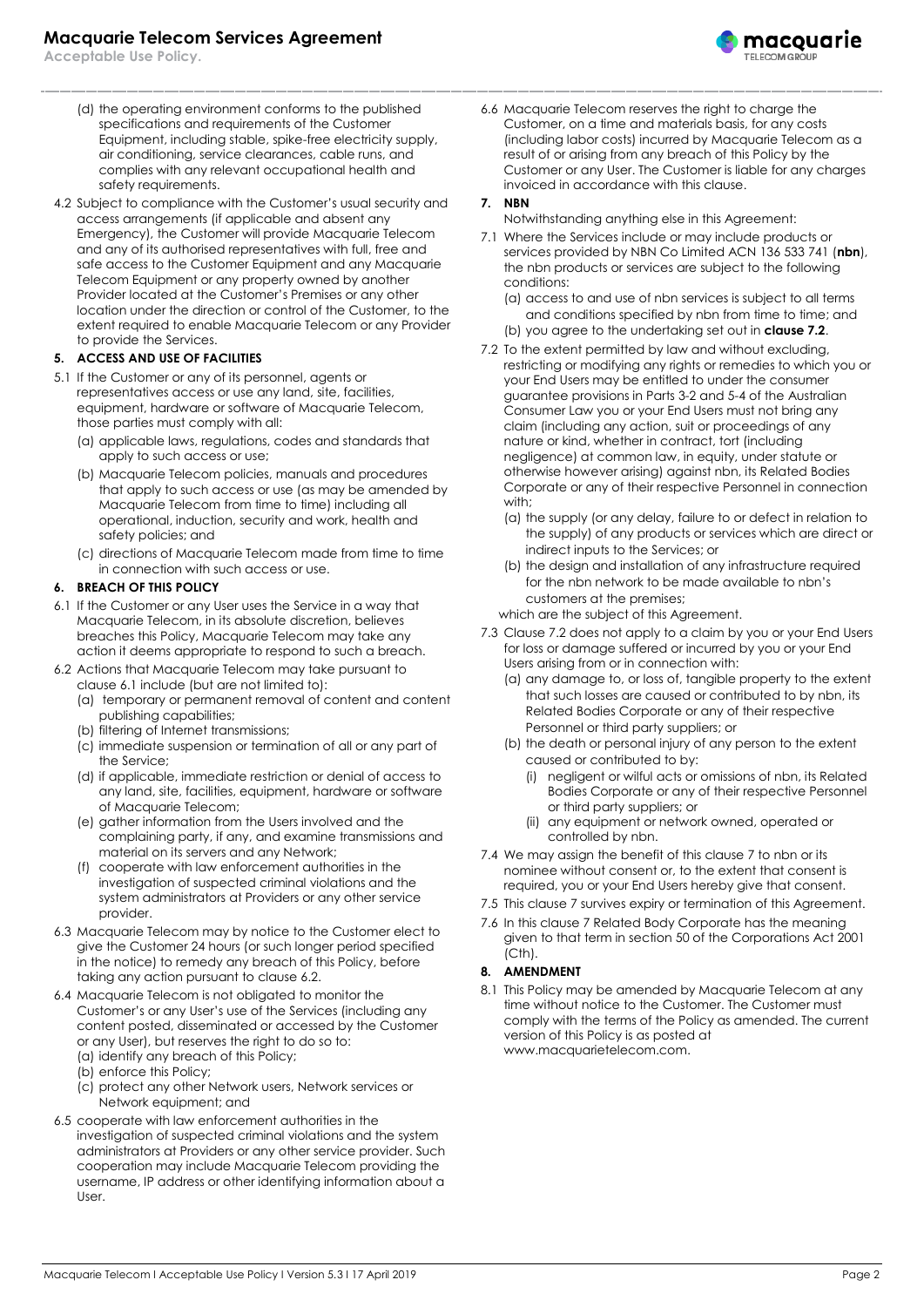(d) the operating environment conforms to the published specifications and requirements of the Customer Equipment, including stable, spike-free electricity supply, air conditioning, service clearances, cable runs, and complies with any relevant occupational health and safety requirements.

4.2 Subject to compliance with the Customer's usual security and access arrangements (if applicable and absent any Emergency), the Customer will provide Macquarie Telecom and any of its authorised representatives with full, free and safe access to the Customer Equipment and any Macquarie Telecom Equipment or any property owned by another Provider located at the Customer's Premises or any other location under the direction or control of the Customer, to the extent required to enable Macquarie Telecom or any Provider to provide the Services.

## 5. ACCESS AND USE OF FACILITIES

5.1 If the Customer or any of its personnel, agents or representatives access or use any land, site, facilities, equipment, hardware or software of Macquarie Telecom, those parties must comply with all:

(a) applicable laws, regulations, codes and standards that apply to such access or use;

(b) Macquarie Telecom policies, manuals and procedures that apply to such access or use (as may be amended by Macquarie Telecom from time to time) including all operational, induction, security and work, health and safety policies; and

(c) directions of Macquarie Telecom made from time to time in connection with such access or use.

## 6. BREACH OF THIS POLICY

6.1 If the Customer or any User uses the Service in a way that Macquarie Telecom, in its absolute discretion, believes breaches this Policy, Macquarie Telecom may take any action it deems appropriate to respond to such a breach.

6.2 Actions that Macquarie Telecom may take pursuant to clause 6.1 include (but are not limited to):

(a) temporary or permanent removal of content and content publishing capabilities;

(b) filtering of Internet transmissions;

(c) immediate suspension or termination of all or any part of the Service;

(d) if applicable, immediate restriction or denial of access to any land, site, facilities, equipment, hardware or software of Macquarie Telecom;

(e) gather information from the Users involved and the complaining party, if any, and examine transmissions and material on its servers and any Network;

(f) cooperate with law enforcement authorities in the investigation of suspected criminal violations and the system administrators at Providers or any other service provider.

6.3 Macquarie Telecom may by notice to the Customer elect to give the Customer 24 hours (or such longer period specified in the notice) to remedy any breach of this Policy, before taking any action pursuant to clause 6.2.

6.4 Macquarie Telecom is not obligated to monitor the Customer's or any User's use of the Services (including any content posted, disseminated or accessed by the Customer or any User), but reserves the right to do so to:

(a) identify any breach of this Policy;

(b) enforce this Policy;

(c) protect any other Network users, Network services or Network equipment; and

6.5 cooperate with law enforcement authorities in the investigation of suspected criminal violations and the system administrators at Providers or any other service provider. Such cooperation may include Macquarie Telecom providing the username, IP address or other identifying information about a User.

6.6 Macquarie Telecom reserves the right to charge the Customer, on a time and materials basis, for any costs (including labor costs) incurred by Macquarie Telecom as a result of or arising from any breach of this Policy by the Customer or any User. The Customer is liable for any charges invoiced in accordance with this clause.

## 7. NBN

Notwithstanding anything else in this Agreement:

7.1 Where the Services include or may include products or services provided by NBN Co Limited ACN 136 533 741 (**nbn**), the nbn products or services are subject to the following conditions:

(a) access to and use of nbn services is subject to all terms and conditions specified by nbn from time to time; and

(b) you agree to the undertaking set out in **clause 7.2**.

7.2 To the extent permitted by law and without excluding, restricting or modifying any rights or remedies to which you or your End Users may be entitled to under the consumer guarantee provisions in Parts 3-2 and 5-4 of the Australian Consumer Law you or your End Users must not bring any claim (including any action, suit or proceedings of any nature or kind, whether in contract, tort (including negligence) at common law, in equity, under statute or otherwise however arising) against nbn, its Related Bodies Corporate or any of their respective Personnel in connection with;

(a) the supply (or any delay, failure to or defect in relation to the supply) of any products or services which are direct or indirect inputs to the Services; or

(b) the design and installation of any infrastructure required for the nbn network to be made available to nbn's customers at the premises;

which are the subject of this Agreement.

7.3 Clause 7.2 does not apply to a claim by you or your End Users for loss or damage suffered or incurred by you or your End Users arising from or in connection with:

(a) any damage to, or loss of, tangible property to the extent that such losses are caused or contributed to by nbn, its Related Bodies Corporate or any of their respective Personnel or third party suppliers; or

(b) the death or personal injury of any person to the extent caused or contributed to by:

(i) negligent or wilful acts or omissions of nbn, its Related Bodies Corporate or any of their respective Personnel or third party suppliers; or

(ii) any equipment or network owned, operated or controlled by nbn.

7.4 We may assign the benefit of this clause 7 to nbn or its nominee without consent or, to the extent that consent is required, you or your End Users hereby give that consent.

7.5 This clause 7 survives expiry or termination of this Agreement.

7.6 In this clause 7 Related Body Corporate has the meaning given to that term in section 50 of the Corporations Act 2001 (Cth).

## 8. AMENDMENT

8.1 This Policy may be amended by Macquarie Telecom at any time without notice to the Customer. The Customer must comply with the terms of the Policy as amended. The current version of this Policy is as posted at www.macquarietelecom.com.